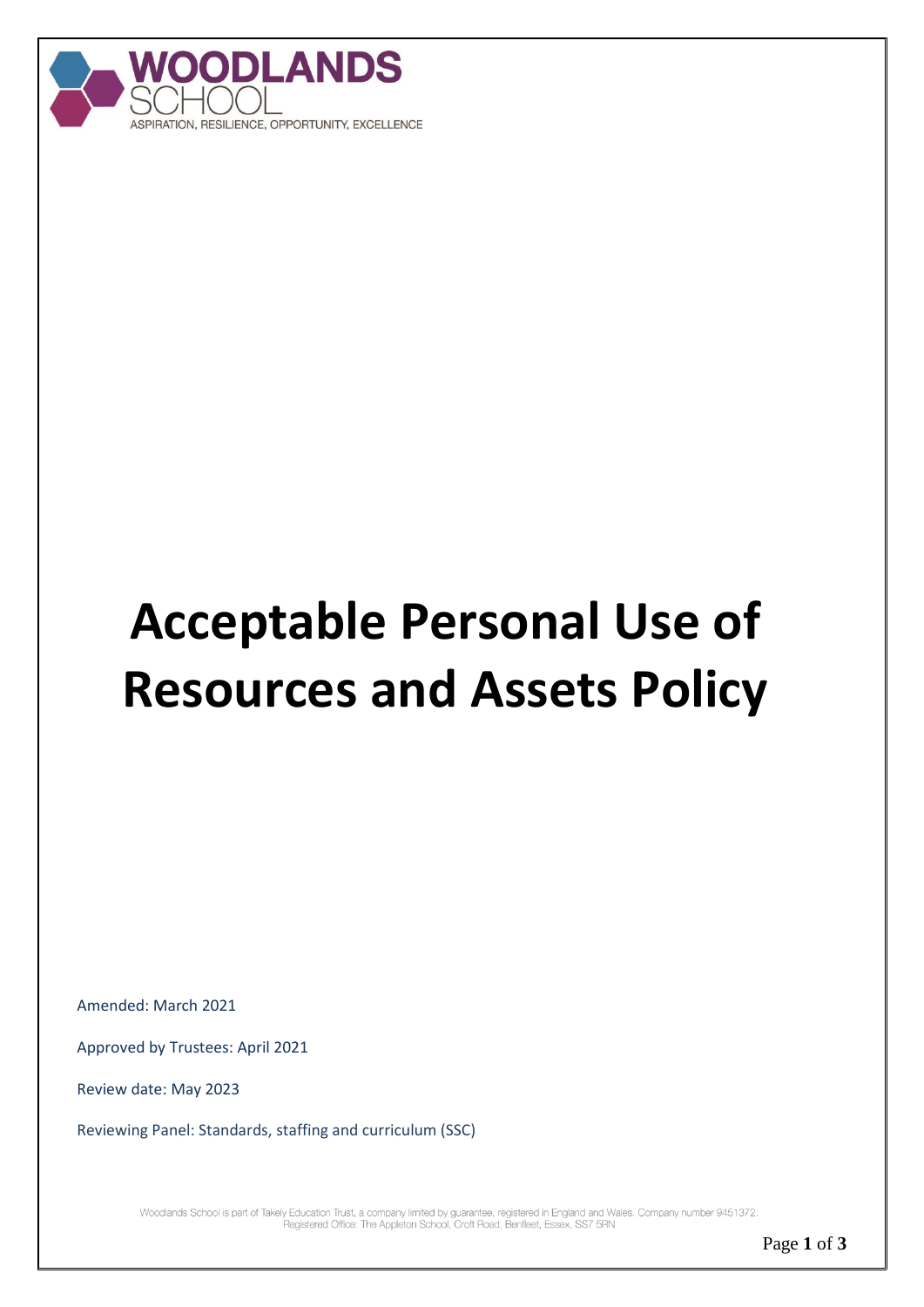WOODLANDS SCHOOL

ASPIRATION, RESILIENCE, OPPORTUNITY, EXCELLENCE

# Acceptable Personal Use of Resources and Assets Policy

Amended: March 2021

Approved by Trustees: April 2021

Review date: May 2023

Reviewing Panel: Standards, staffing and curriculum (SSC)

Woodlands School is part of Takely Education Trust, a company limited by guarantee, registered in England and Wales. Company number 9451372. Registered Office: The Appleton School, Croft Road, Benfleet, Essex, SS7 5RN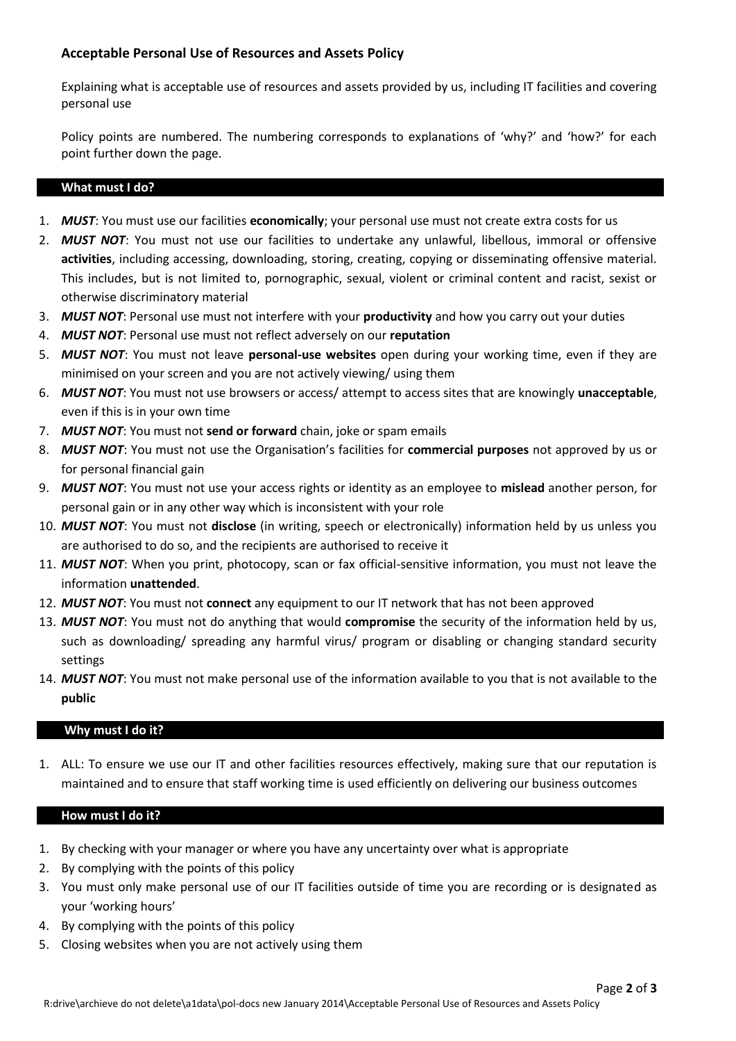## Acceptable Personal Use of Resources and Assets Policy

Explaining what is acceptable use of resources and assets provided by us, including IT facilities and covering personal use

Policy points are numbered. The numbering corresponds to explanations of 'why?' and 'how?' for each point further down the page.

### What must I do?

1. ***MUST***: You must use our facilities **economically**; your personal use must not create extra costs for us
2. ***MUST NOT***: You must not use our facilities to undertake any unlawful, libellous, immoral or offensive **activities**, including accessing, downloading, storing, creating, copying or disseminating offensive material. This includes, but is not limited to, pornographic, sexual, violent or criminal content and racist, sexist or otherwise discriminatory material
3. ***MUST NOT***: Personal use must not interfere with your **productivity** and how you carry out your duties
4. ***MUST NOT***: Personal use must not reflect adversely on our **reputation**
5. ***MUST NOT***: You must not leave **personal-use websites** open during your working time, even if they are minimised on your screen and you are not actively viewing/ using them
6. ***MUST NOT***: You must not use browsers or access/ attempt to access sites that are knowingly **unacceptable**, even if this is in your own time
7. ***MUST NOT***: You must not **send or forward** chain, joke or spam emails
8. ***MUST NOT***: You must not use the Organisation's facilities for **commercial purposes** not approved by us or for personal financial gain
9. ***MUST NOT***: You must not use your access rights or identity as an employee to **mislead** another person, for personal gain or in any other way which is inconsistent with your role
10. ***MUST NOT***: You must not **disclose** (in writing, speech or electronically) information held by us unless you are authorised to do so, and the recipients are authorised to receive it
11. ***MUST NOT***: When you print, photocopy, scan or fax official-sensitive information, you must not leave the information **unattended**.
12. ***MUST NOT***: You must not **connect** any equipment to our IT network that has not been approved
13. ***MUST NOT***: You must not do anything that would **compromise** the security of the information held by us, such as downloading/ spreading any harmful virus/ program or disabling or changing standard security settings
14. ***MUST NOT***: You must not make personal use of the information available to you that is not available to the **public**

### Why must I do it?

1. ALL: To ensure we use our IT and other facilities resources effectively, making sure that our reputation is maintained and to ensure that staff working time is used efficiently on delivering our business outcomes

### How must I do it?

1. By checking with your manager or where you have any uncertainty over what is appropriate
2. By complying with the points of this policy
3. You must only make personal use of our IT facilities outside of time you are recording or is designated as your 'working hours'
4. By complying with the points of this policy
5. Closing websites when you are not actively using them

R:drive\archieve do not delete\a1data\pol-docs new January 2014\Acceptable Personal Use of Resources and Assets Policy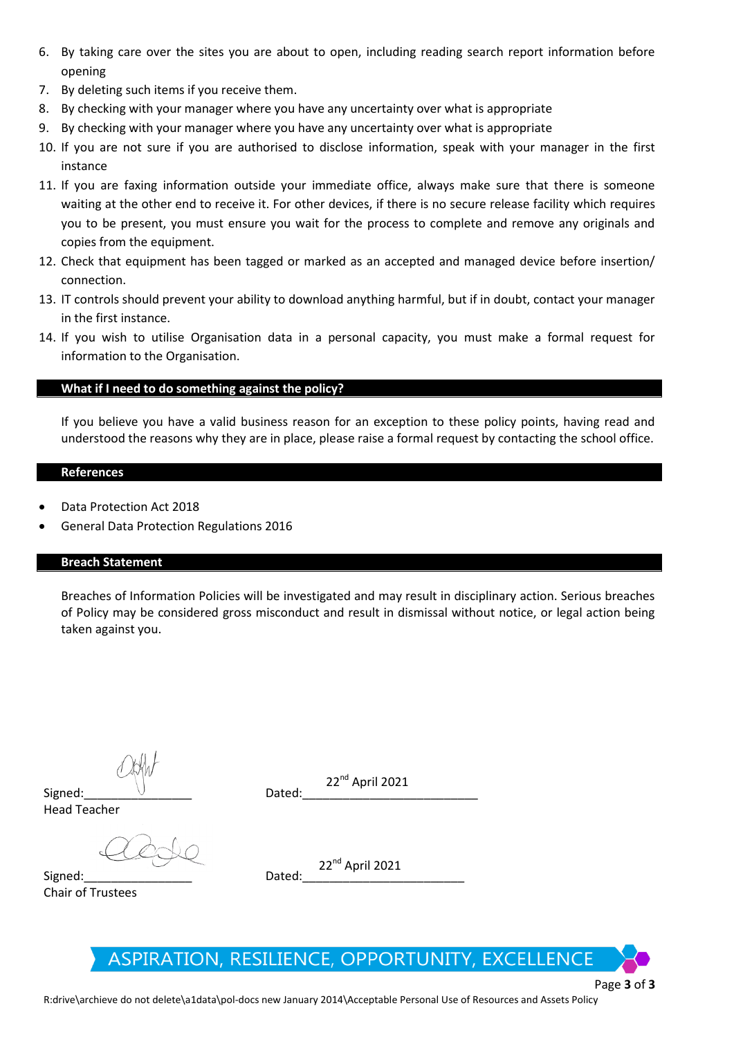6. By taking care over the sites you are about to open, including reading search report information before opening
7. By deleting such items if you receive them.
8. By checking with your manager where you have any uncertainty over what is appropriate
9. By checking with your manager where you have any uncertainty over what is appropriate
10. If you are not sure if you are authorised to disclose information, speak with your manager in the first instance
11. If you are faxing information outside your immediate office, always make sure that there is someone waiting at the other end to receive it. For other devices, if there is no secure release facility which requires you to be present, you must ensure you wait for the process to complete and remove any originals and copies from the equipment.
12. Check that equipment has been tagged or marked as an accepted and managed device before insertion/ connection.
13. IT controls should prevent your ability to download anything harmful, but if in doubt, contact your manager in the first instance.
14. If you wish to utilise Organisation data in a personal capacity, you must make a formal request for information to the Organisation.

## What if I need to do something against the policy?

If you believe you have a valid business reason for an exception to these policy points, having read and understood the reasons why they are in place, please raise a formal request by contacting the school office.

## References

- Data Protection Act 2018
- General Data Protection Regulations 2016

## Breach Statement

Breaches of Information Policies will be investigated and may result in disciplinary action. Serious breaches of Policy may be considered gross misconduct and result in dismissal without notice, or legal action being taken against you.

Signed:________________ Dated: 22nd April 2021
Head Teacher

Signed:________________ Dated: 22nd April 2021
Chair of Trustees

ASPIRATION, RESILIENCE, OPPORTUNITY, EXCELLENCE

R:drive\archieve do not delete\a1data\pol-docs new January 2014\Acceptable Personal Use of Resources and Assets Policy